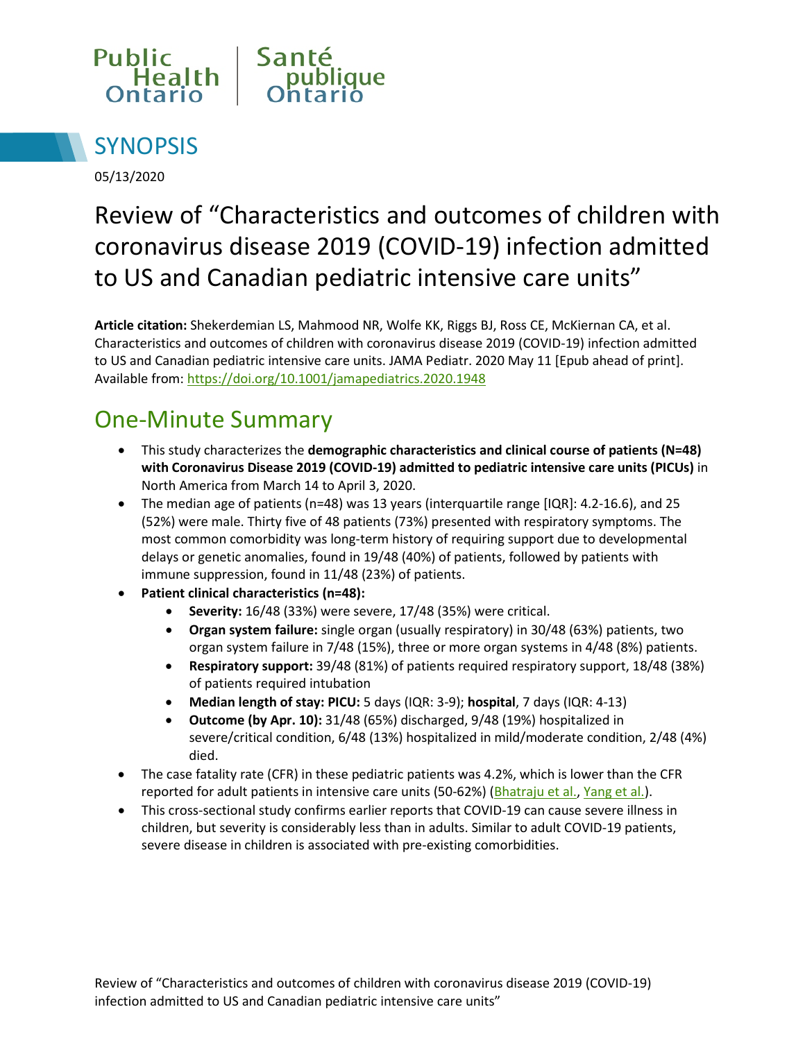Public Health Ontario | Santé publique Ontario

# SYNOPSIS

05/13/2020

# Review of “Characteristics and outcomes of children with coronavirus disease 2019 (COVID-19) infection admitted to US and Canadian pediatric intensive care units”

**Article citation:** Shekerdemian LS, Mahmood NR, Wolfe KK, Riggs BJ, Ross CE, McKiernan CA, et al. Characteristics and outcomes of children with coronavirus disease 2019 (COVID-19) infection admitted to US and Canadian pediatric intensive care units. JAMA Pediatr. 2020 May 11 [Epub ahead of print]. Available from: https://doi.org/10.1001/jamapediatrics.2020.1948

## One-Minute Summary

- This study characterizes the **demographic characteristics and clinical course of patients (N=48) with Coronavirus Disease 2019 (COVID-19) admitted to pediatric intensive care units (PICUs)** in North America from March 14 to April 3, 2020.
- The median age of patients (n=48) was 13 years (interquartile range [IQR]: 4.2-16.6), and 25 (52%) were male. Thirty five of 48 patients (73%) presented with respiratory symptoms. The most common comorbidity was long-term history of requiring support due to developmental delays or genetic anomalies, found in 19/48 (40%) of patients, followed by patients with immune suppression, found in 11/48 (23%) of patients.
- **Patient clinical characteristics (n=48):**
  - **Severity:** 16/48 (33%) were severe, 17/48 (35%) were critical.
  - **Organ system failure:** single organ (usually respiratory) in 30/48 (63%) patients, two organ system failure in 7/48 (15%), three or more organ systems in 4/48 (8%) patients.
  - **Respiratory support:** 39/48 (81%) of patients required respiratory support, 18/48 (38%) of patients required intubation
  - **Median length of stay: PICU:** 5 days (IQR: 3-9); **hospital**, 7 days (IQR: 4-13)
  - **Outcome (by Apr. 10):** 31/48 (65%) discharged, 9/48 (19%) hospitalized in severe/critical condition, 6/48 (13%) hospitalized in mild/moderate condition, 2/48 (4%) died.
- The case fatality rate (CFR) in these pediatric patients was 4.2%, which is lower than the CFR reported for adult patients in intensive care units (50-62%) (Bhatraju et al., Yang et al.).
- This cross-sectional study confirms earlier reports that COVID-19 can cause severe illness in children, but severity is considerably less than in adults. Similar to adult COVID-19 patients, severe disease in children is associated with pre-existing comorbidities.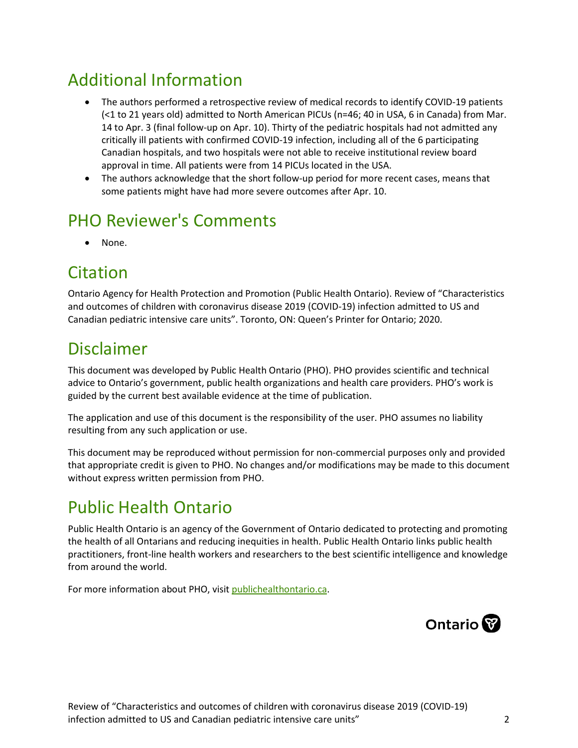## Additional Information

- The authors performed a retrospective review of medical records to identify COVID-19 patients (<1 to 21 years old) admitted to North American PICUs (n=46; 40 in USA, 6 in Canada) from Mar. 14 to Apr. 3 (final follow-up on Apr. 10). Thirty of the pediatric hospitals had not admitted any critically ill patients with confirmed COVID-19 infection, including all of the 6 participating Canadian hospitals, and two hospitals were not able to receive institutional review board approval in time. All patients were from 14 PICUs located in the USA.
- The authors acknowledge that the short follow-up period for more recent cases, means that some patients might have had more severe outcomes after Apr. 10.

## PHO Reviewer's Comments

- None.

## Citation

Ontario Agency for Health Protection and Promotion (Public Health Ontario). Review of "Characteristics and outcomes of children with coronavirus disease 2019 (COVID-19) infection admitted to US and Canadian pediatric intensive care units". Toronto, ON: Queen's Printer for Ontario; 2020.

## Disclaimer

This document was developed by Public Health Ontario (PHO). PHO provides scientific and technical advice to Ontario's government, public health organizations and health care providers. PHO's work is guided by the current best available evidence at the time of publication.

The application and use of this document is the responsibility of the user. PHO assumes no liability resulting from any such application or use.

This document may be reproduced without permission for non-commercial purposes only and provided that appropriate credit is given to PHO. No changes and/or modifications may be made to this document without express written permission from PHO.

## Public Health Ontario

Public Health Ontario is an agency of the Government of Ontario dedicated to protecting and promoting the health of all Ontarians and reducing inequities in health. Public Health Ontario links public health practitioners, front-line health workers and researchers to the best scientific intelligence and knowledge from around the world.

For more information about PHO, visit [publichealthontario.ca](https://www.publichealthontario.ca).

Ontario